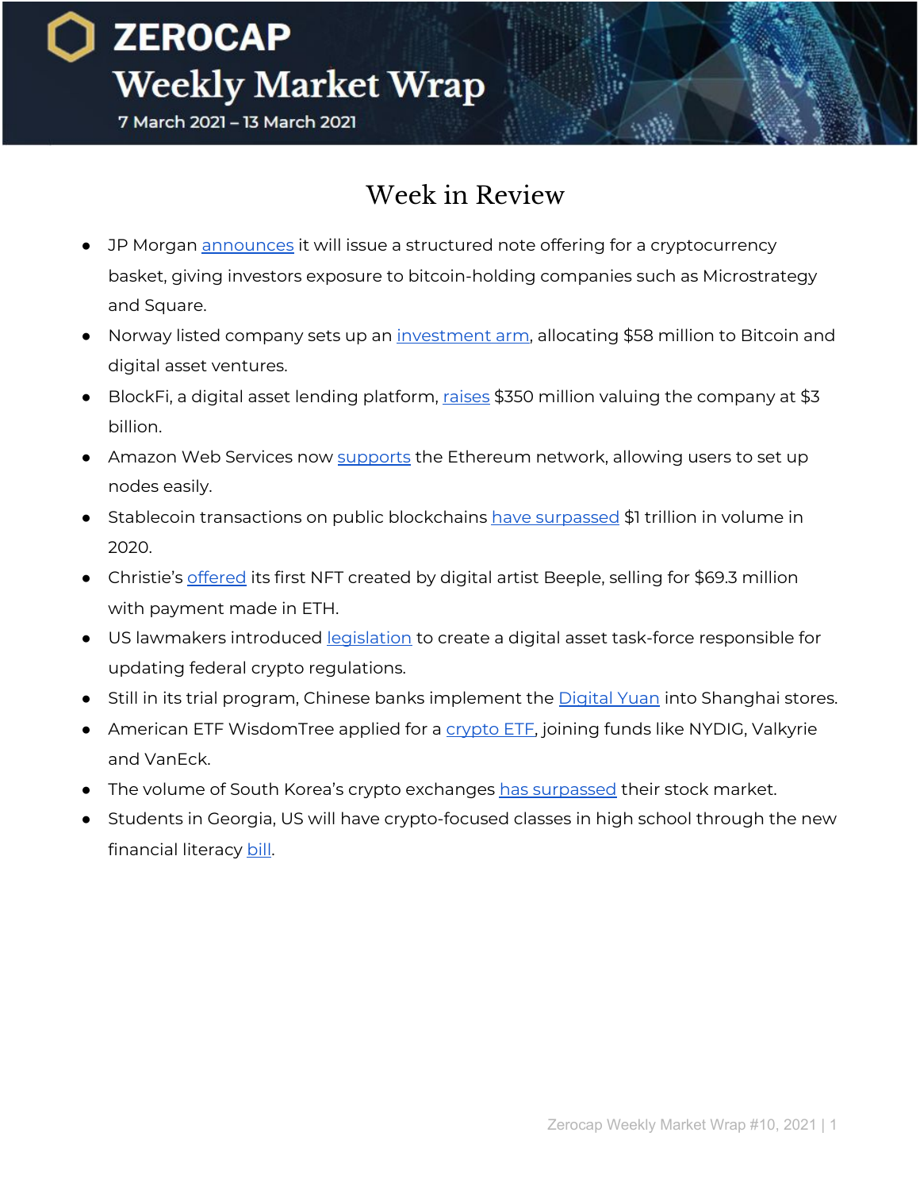# ZEROCAP Weekly Market Wrap

7 March 2021 – 13 March 2021

## Week in Review

- JP Morgan announces it will issue a structured note offering for a cryptocurrency basket, giving investors exposure to bitcoin-holding companies such as Microstrategy and Square.
- Norway listed company sets up an investment arm, allocating $58 million to Bitcoin and digital asset ventures.
- BlockFi, a digital asset lending platform, raises $350 million valuing the company at $3 billion.
- Amazon Web Services now supports the Ethereum network, allowing users to set up nodes easily.
- Stablecoin transactions on public blockchains have surpassed $1 trillion in volume in 2020.
- Christie's offered its first NFT created by digital artist Beeple, selling for $69.3 million with payment made in ETH.
- US lawmakers introduced legislation to create a digital asset task-force responsible for updating federal crypto regulations.
- Still in its trial program, Chinese banks implement the Digital Yuan into Shanghai stores.
- American ETF WisdomTree applied for a crypto ETF, joining funds like NYDIG, Valkyrie and VanEck.
- The volume of South Korea's crypto exchanges has surpassed their stock market.
- Students in Georgia, US will have crypto-focused classes in high school through the new financial literacy bill.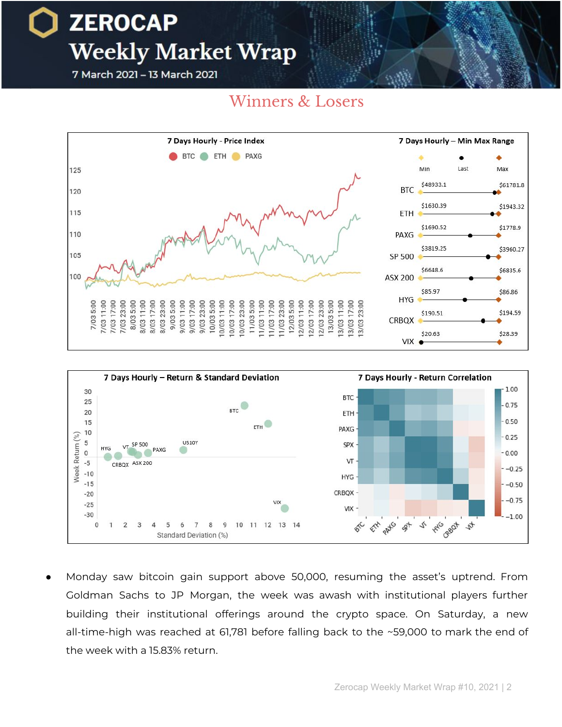# ZEROCAP Weekly Market Wrap

7 March 2021 – 13 March 2021

## Winners & Losers

- Monday saw bitcoin gain support above 50,000, resuming the asset's uptrend. From Goldman Sachs to JP Morgan, the week was awash with institutional players further building their institutional offerings around the crypto space. On Saturday, a new all-time-high was reached at 61,781 before falling back to the ~59,000 to mark the end of the week with a 15.83% return.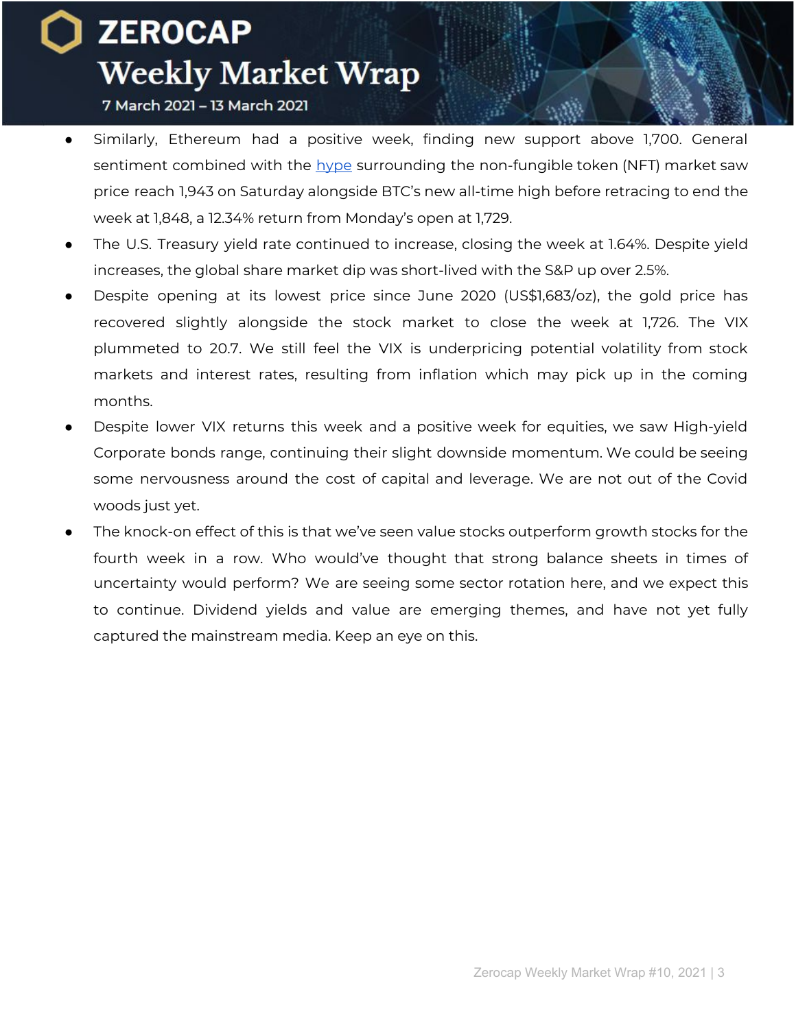- Similarly, Ethereum had a positive week, finding new support above 1,700. General sentiment combined with the [hype](#) surrounding the non-fungible token (NFT) market saw price reach 1,943 on Saturday alongside BTC's new all-time high before retracing to end the week at 1,848, a 12.34% return from Monday's open at 1,729.
- The U.S. Treasury yield rate continued to increase, closing the week at 1.64%. Despite yield increases, the global share market dip was short-lived with the S&P up over 2.5%.
- Despite opening at its lowest price since June 2020 (US$1,683/oz), the gold price has recovered slightly alongside the stock market to close the week at 1,726. The VIX plummeted to 20.7. We still feel the VIX is underpricing potential volatility from stock markets and interest rates, resulting from inflation which may pick up in the coming months.
- Despite lower VIX returns this week and a positive week for equities, we saw High-yield Corporate bonds range, continuing their slight downside momentum. We could be seeing some nervousness around the cost of capital and leverage. We are not out of the Covid woods just yet.
- The knock-on effect of this is that we've seen value stocks outperform growth stocks for the fourth week in a row. Who would've thought that strong balance sheets in times of uncertainty would perform? We are seeing some sector rotation here, and we expect this to continue. Dividend yields and value are emerging themes, and have not yet fully captured the mainstream media. Keep an eye on this.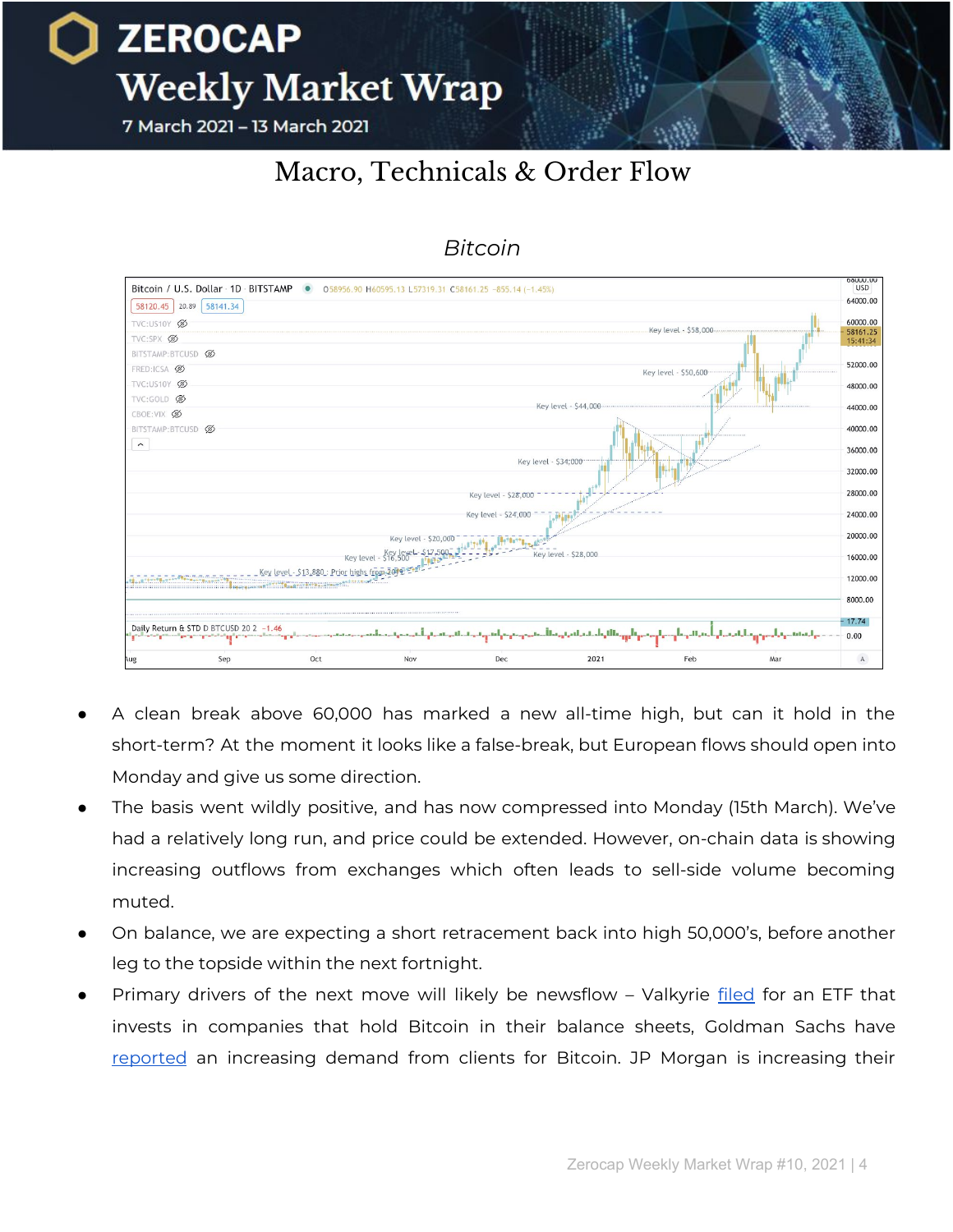# Macro, Technicals & Order Flow

## *Bitcoin*

- A clean break above 60,000 has marked a new all-time high, but can it hold in the short-term? At the moment it looks like a false-break, but European flows should open into Monday and give us some direction.
- The basis went wildly positive, and has now compressed into Monday (15th March). We've had a relatively long run, and price could be extended. However, on-chain data is showing increasing outflows from exchanges which often leads to sell-side volume becoming muted.
- On balance, we are expecting a short retracement back into high 50,000's, before another leg to the topside within the next fortnight.
- Primary drivers of the next move will likely be newsflow – Valkyrie filed for an ETF that invests in companies that hold Bitcoin in their balance sheets, Goldman Sachs have reported an increasing demand from clients for Bitcoin. JP Morgan is increasing their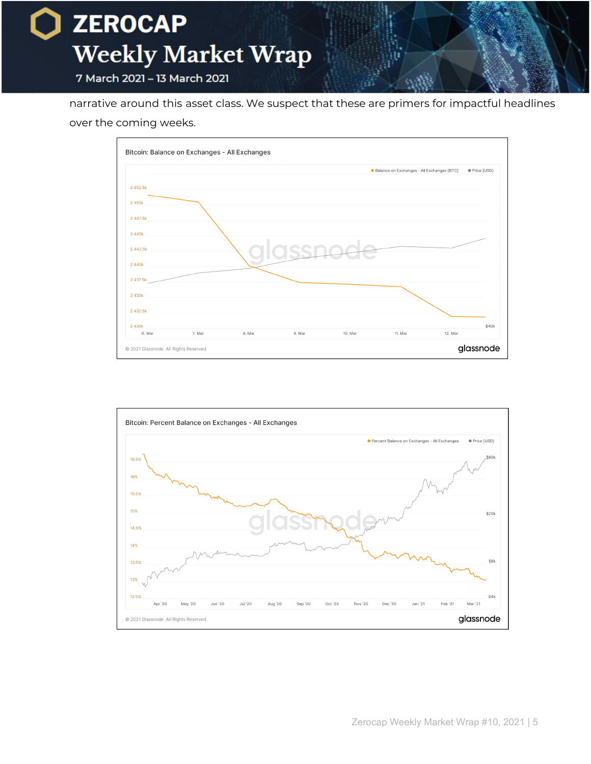narrative around this asset class. We suspect that these are primers for impactful headlines over the coming weeks.

Bitcoin: Balance on Exchanges - All Exchanges

© 2021 Glassnode. All Rights Reserved.

Bitcoin: Percent Balance on Exchanges - All Exchanges

© 2021 Glassnode. All Rights Reserved.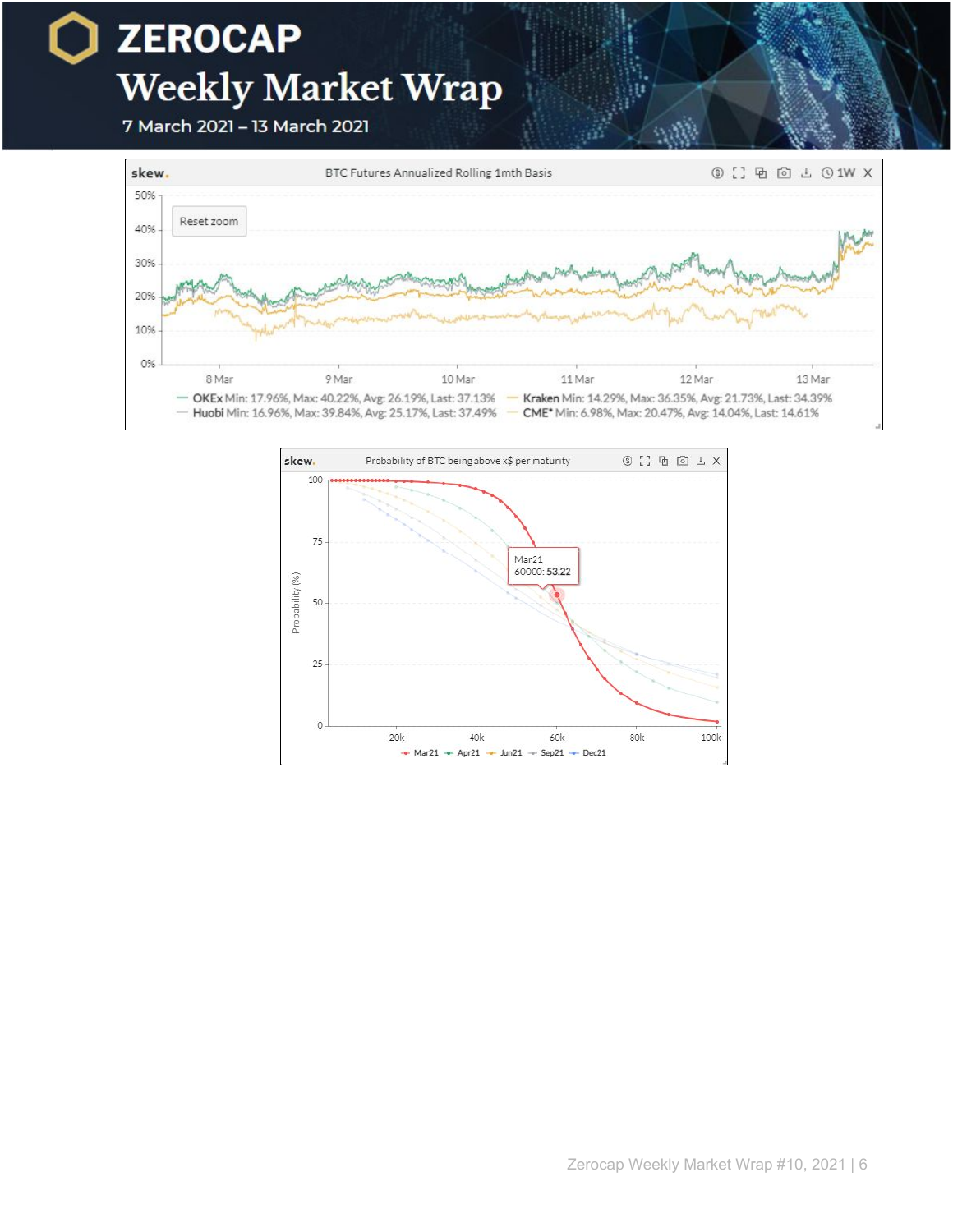**BTC Futures Annualized Rolling 1mth Basis**

- OKEx Min: 17.96%, Max: 40.22%, Avg: 26.19%, Last: 37.13%
- Huobi Min: 16.96%, Max: 39.84%, Avg: 25.17%, Last: 37.49%
- Kraken Min: 14.29%, Max: 36.35%, Avg: 21.73%, Last: 34.39%
- CME* Min: 6.98%, Max: 20.47%, Avg: 14.04%, Last: 14.61%

**Probability of BTC being above x$ per maturity**

Mar21 60000: 53.22

Mar21 – Apr21 – Jun21 – Sep21 – Dec21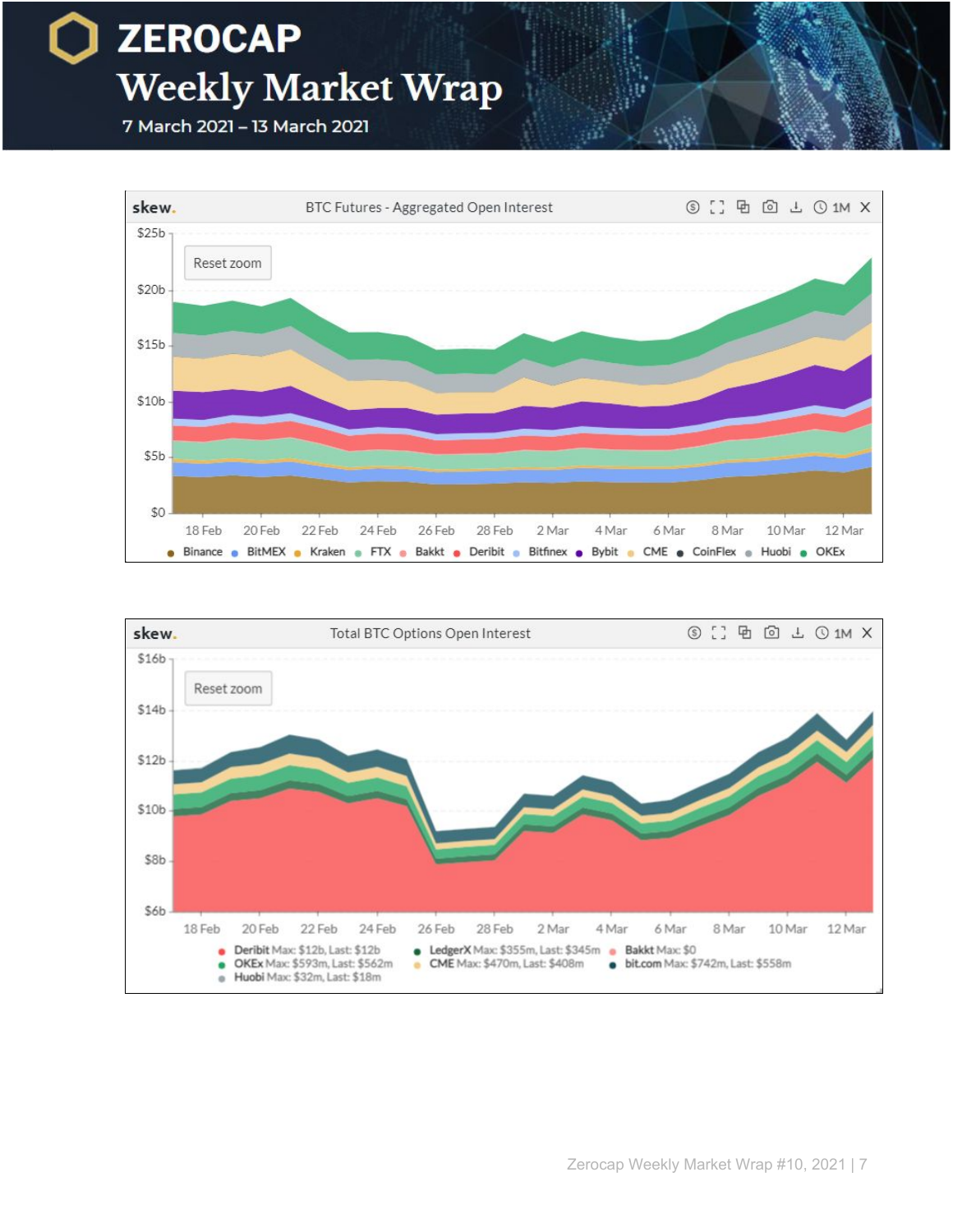skew. BTC Futures - Aggregated Open Interest

$25b, $20b, $15b, $10b, $5b, $0

18 Feb, 20 Feb, 22 Feb, 24 Feb, 26 Feb, 28 Feb, 2 Mar, 4 Mar, 6 Mar, 8 Mar, 10 Mar, 12 Mar

Binance, BitMEX, Kraken, FTX, Bakkt, Deribit, Bitfinex, Bybit, CME, CoinFlex, Huobi, OKEx

skew. Total BTC Options Open Interest

$16b, $14b, $12b, $10b, $8b, $6b

18 Feb, 20 Feb, 22 Feb, 24 Feb, 26 Feb, 28 Feb, 2 Mar, 4 Mar, 6 Mar, 8 Mar, 10 Mar, 12 Mar

- Deribit Max: $12b, Last: $12b
- LedgerX Max: $355m, Last: $345m
- Bakkt Max: $0
- OKEx Max: $593m, Last: $562m
- CME Max: $470m, Last: $408m
- bit.com Max: $742m, Last: $558m
- Huobi Max: $32m, Last: $18m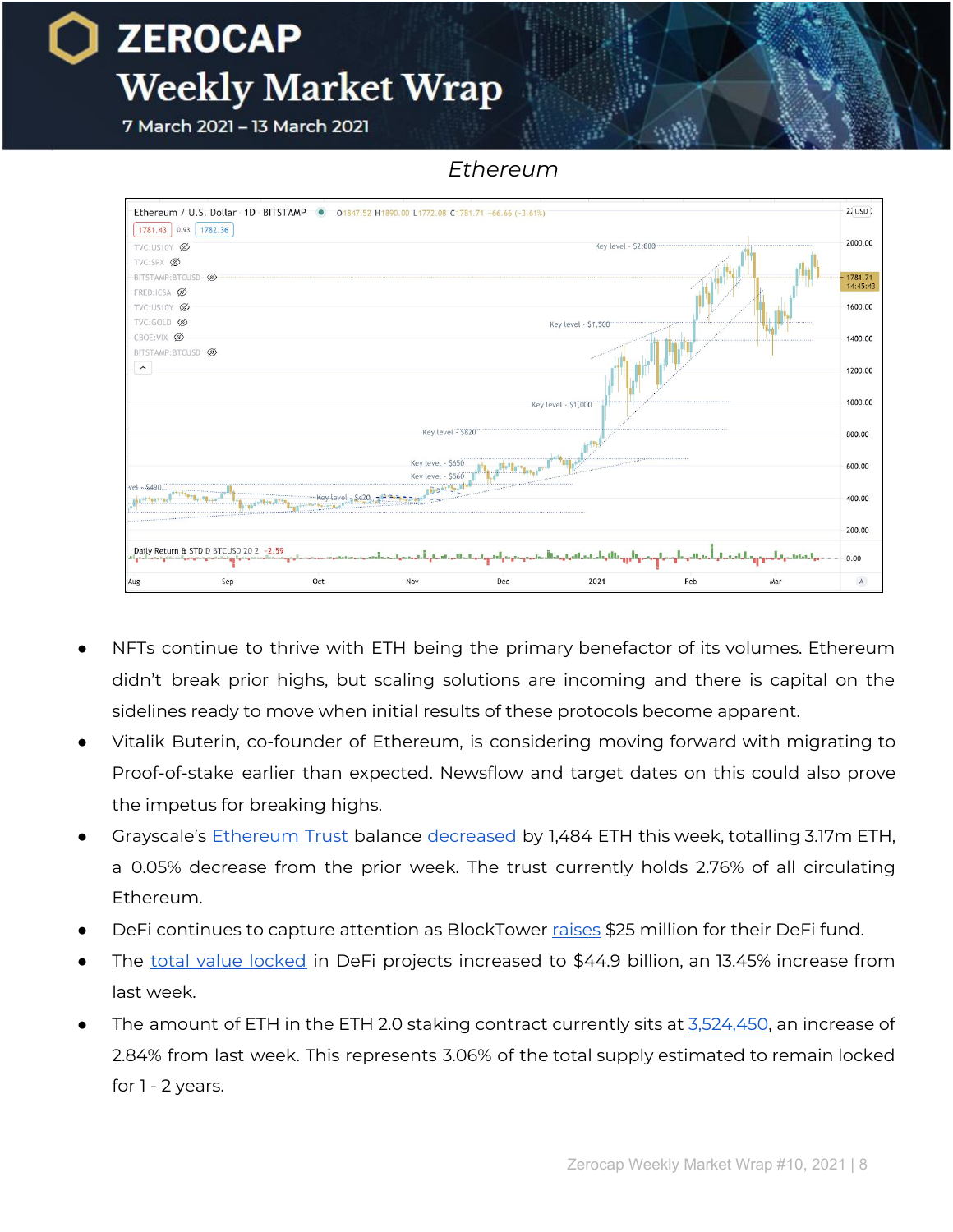*Ethereum*

- NFTs continue to thrive with ETH being the primary benefactor of its volumes. Ethereum didn't break prior highs, but scaling solutions are incoming and there is capital on the sidelines ready to move when initial results of these protocols become apparent.
- Vitalik Buterin, co-founder of Ethereum, is considering moving forward with migrating to Proof-of-stake earlier than expected. Newsflow and target dates on this could also prove the impetus for breaking highs.
- Grayscale's Ethereum Trust balance decreased by 1,484 ETH this week, totalling 3.17m ETH, a 0.05% decrease from the prior week. The trust currently holds 2.76% of all circulating Ethereum.
- DeFi continues to capture attention as BlockTower raises $25 million for their DeFi fund.
- The total value locked in DeFi projects increased to $44.9 billion, an 13.45% increase from last week.
- The amount of ETH in the ETH 2.0 staking contract currently sits at 3,524,450, an increase of 2.84% from last week. This represents 3.06% of the total supply estimated to remain locked for 1 - 2 years.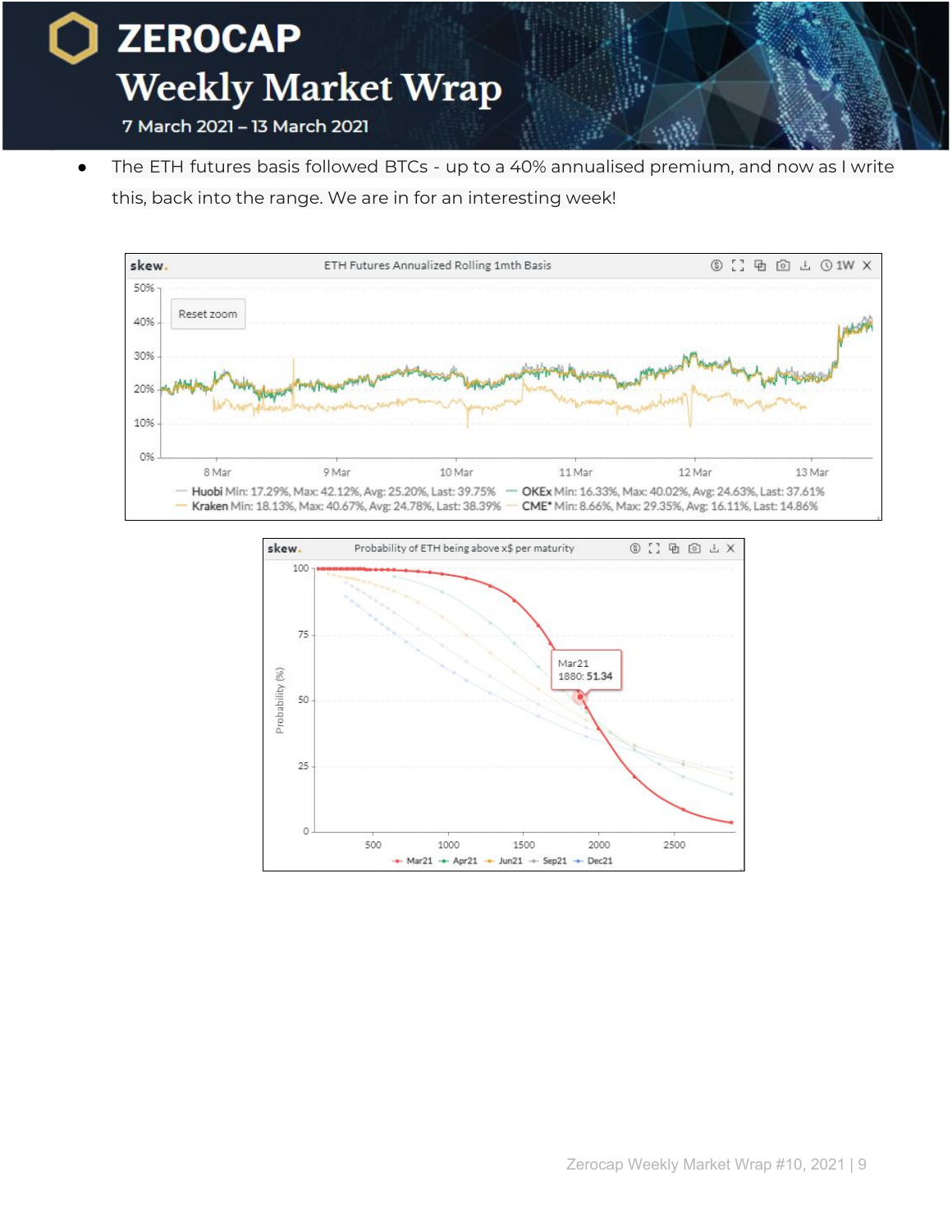- The ETH futures basis followed BTCs - up to a 40% annualised premium, and now as I write this, back into the range. We are in for an interesting week!

skew. ETH Futures Annualized Rolling 1mth Basis

Huobi Min: 17.29%, Max: 42.12%, Avg: 25.20%, Last: 39.75% — OKEx Min: 16.33%, Max: 40.02%, Avg: 24.63%, Last: 37.61%
Kraken Min: 18.13%, Max: 40.67%, Avg: 24.78%, Last: 38.39% — CME* Min: 8.66%, Max: 29.35%, Avg: 16.11%, Last: 14.86%

skew. Probability of ETH being above x$ per maturity

Mar21 1880: 51.34

Mar21 — Apr21 — Jun21 — Sep21 — Dec21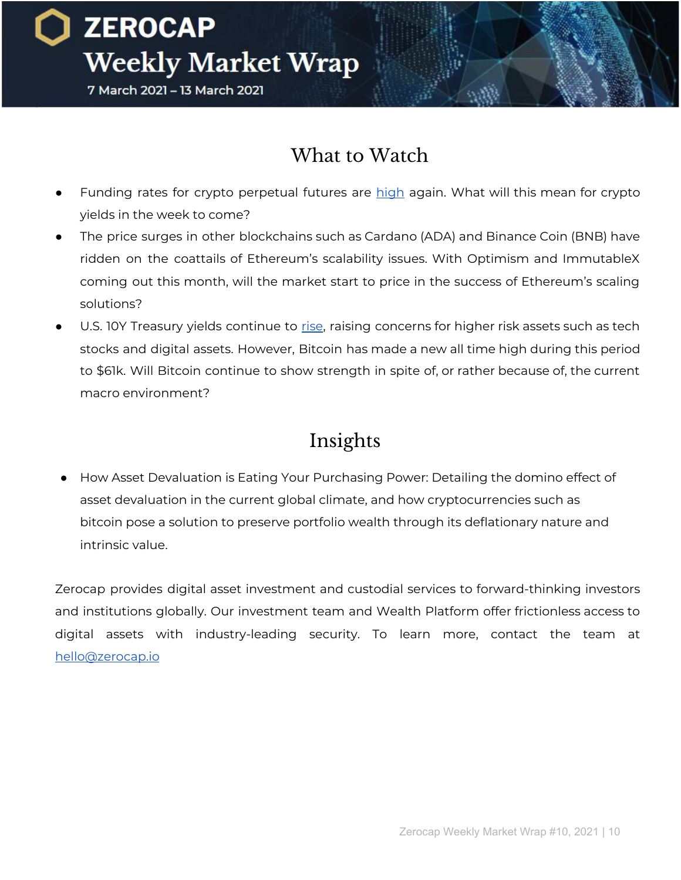## What to Watch

- Funding rates for crypto perpetual futures are high again. What will this mean for crypto yields in the week to come?
- The price surges in other blockchains such as Cardano (ADA) and Binance Coin (BNB) have ridden on the coattails of Ethereum's scalability issues. With Optimism and ImmutableX coming out this month, will the market start to price in the success of Ethereum's scaling solutions?
- U.S. 10Y Treasury yields continue to rise, raising concerns for higher risk assets such as tech stocks and digital assets. However, Bitcoin has made a new all time high during this period to $61k. Will Bitcoin continue to show strength in spite of, or rather because of, the current macro environment?

## Insights

- How Asset Devaluation is Eating Your Purchasing Power: Detailing the domino effect of asset devaluation in the current global climate, and how cryptocurrencies such as bitcoin pose a solution to preserve portfolio wealth through its deflationary nature and intrinsic value.

Zerocap provides digital asset investment and custodial services to forward-thinking investors and institutions globally. Our investment team and Wealth Platform offer frictionless access to digital assets with industry-leading security. To learn more, contact the team at hello@zerocap.io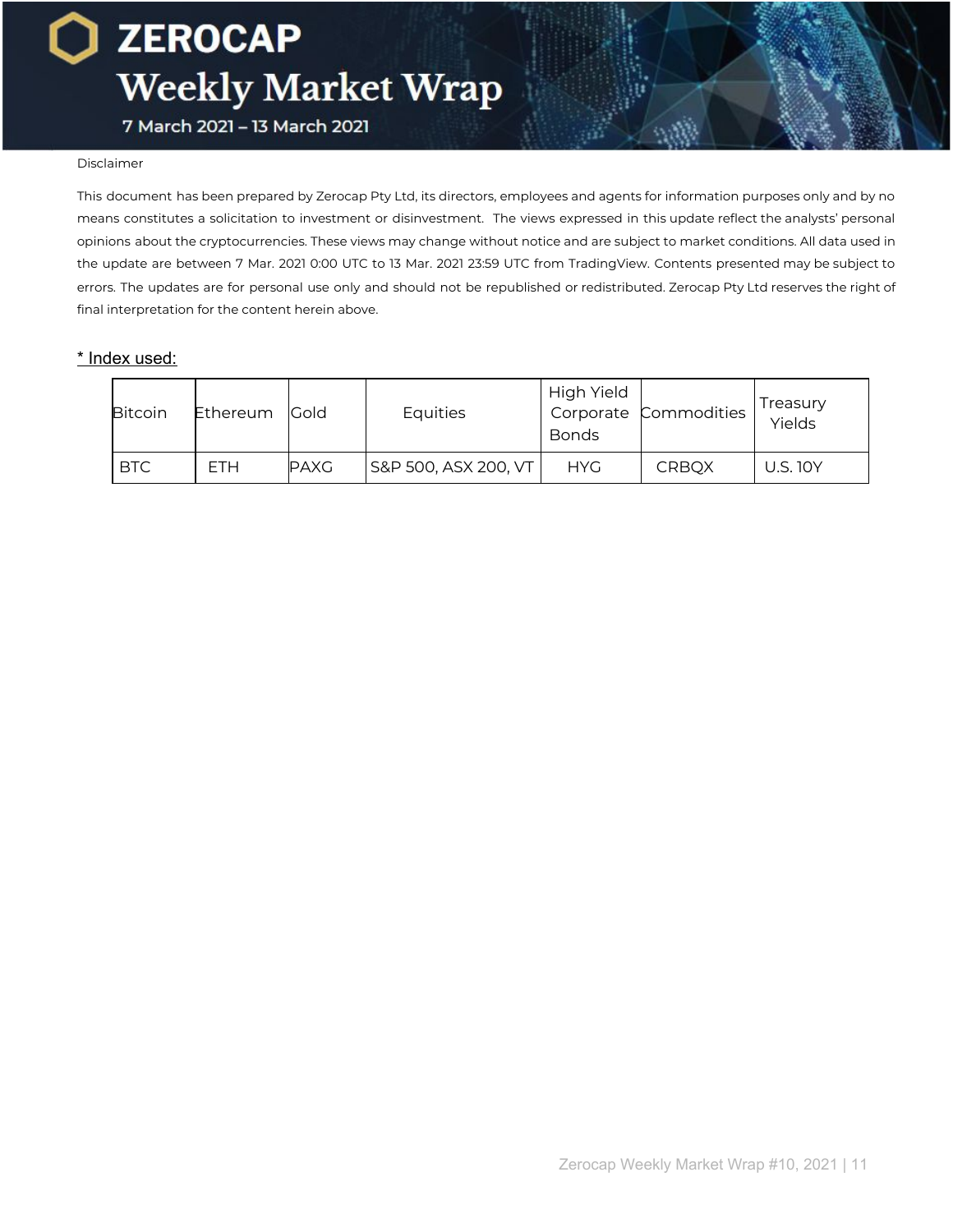Disclaimer

This document has been prepared by Zerocap Pty Ltd, its directors, employees and agents for information purposes only and by no means constitutes a solicitation to investment or disinvestment. The views expressed in this update reflect the analysts' personal opinions about the cryptocurrencies. These views may change without notice and are subject to market conditions. All data used in the update are between 7 Mar. 2021 0:00 UTC to 13 Mar. 2021 23:59 UTC from TradingView. Contents presented may be subject to errors. The updates are for personal use only and should not be republished or redistributed. Zerocap Pty Ltd reserves the right of final interpretation for the content herein above.

* Index used:

| Bitcoin | Ethereum | Gold | Equities | High Yield Corporate Bonds | Commodities | Treasury Yields |
|---|---|---|---|---|---|---|
| BTC | ETH | PAXG | S&P 500, ASX 200, VT | HYG | CRBQX | U.S. 10Y |